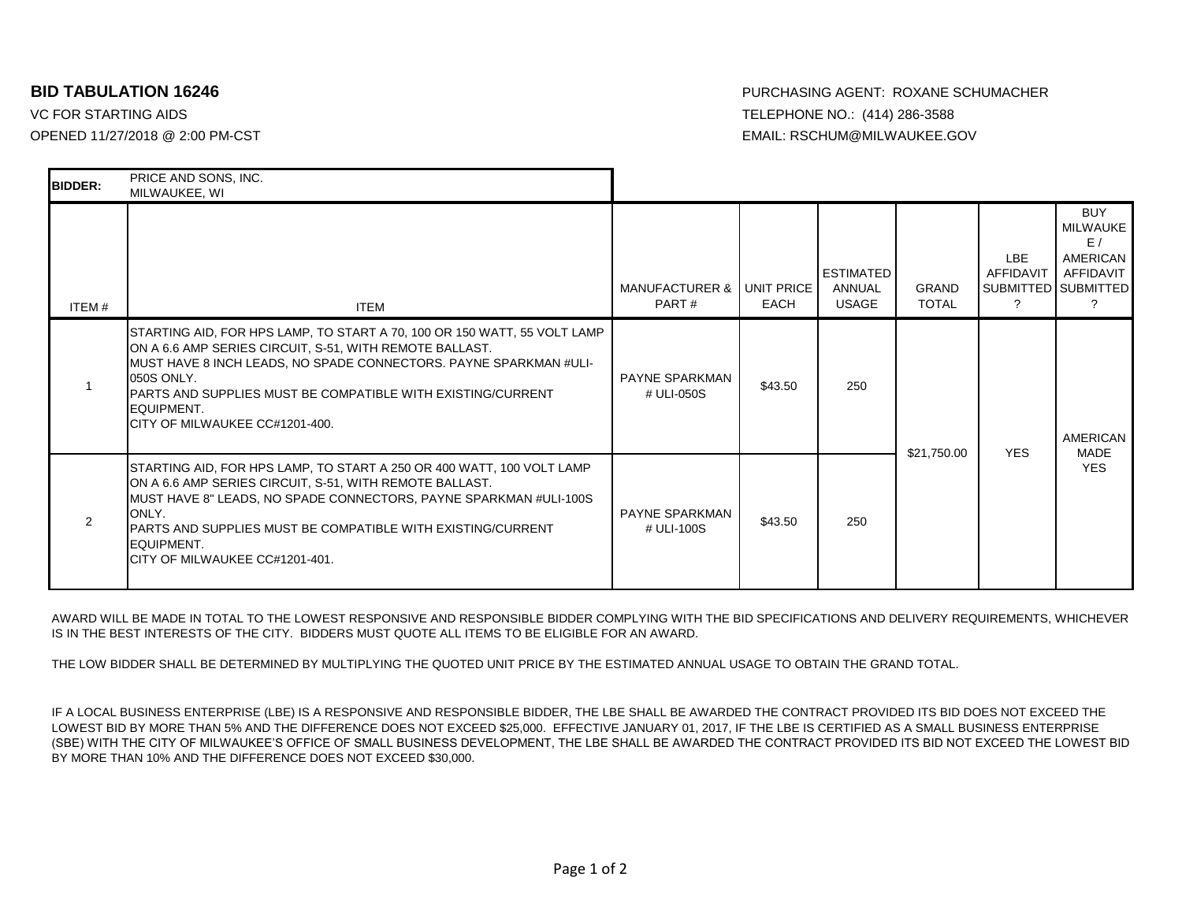**BID TABULATION 16246**

VC FOR STARTING AIDS

OPENED 11/27/2018 @ 2:00 PM-CST

PURCHASING AGENT: ROXANE SCHUMACHER

TELEPHONE NO.: (414) 286-3588

EMAIL: RSCHUM@MILWAUKEE.GOV

**BIDDER:** PRICE AND SONS, INC.
MILWAUKEE, WI

| ITEM # | ITEM | MANUFACTURER & PART # | UNIT PRICE EACH | ESTIMATED ANNUAL USAGE | GRAND TOTAL | LBE AFFIDAVIT SUBMITTED ? | BUY MILWAUKEE / AMERICAN AFFIDAVIT SUBMITTED ? |
|---|---|---|---|---|---|---|---|
| 1 | STARTING AID, FOR HPS LAMP, TO START A 70, 100 OR 150 WATT, 55 VOLT LAMP ON A 6.6 AMP SERIES CIRCUIT, S-51, WITH REMOTE BALLAST. MUST HAVE 8 INCH LEADS, NO SPADE CONNECTORS. PAYNE SPARKMAN #ULI-050S ONLY. PARTS AND SUPPLIES MUST BE COMPATIBLE WITH EXISTING/CURRENT EQUIPMENT. CITY OF MILWAUKEE CC#1201-400. | PAYNE SPARKMAN # ULI-050S | $43.50 | 250 | $21,750.00 | YES | AMERICAN MADE YES |
| 2 | STARTING AID, FOR HPS LAMP, TO START A 250 OR 400 WATT, 100 VOLT LAMP ON A 6.6 AMP SERIES CIRCUIT, S-51, WITH REMOTE BALLAST. MUST HAVE 8" LEADS, NO SPADE CONNECTORS, PAYNE SPARKMAN #ULI-100S ONLY. PARTS AND SUPPLIES MUST BE COMPATIBLE WITH EXISTING/CURRENT EQUIPMENT. CITY OF MILWAUKEE CC#1201-401. | PAYNE SPARKMAN # ULI-100S | $43.50 | 250 | | | |

AWARD WILL BE MADE IN TOTAL TO THE LOWEST RESPONSIVE AND RESPONSIBLE BIDDER COMPLYING WITH THE BID SPECIFICATIONS AND DELIVERY REQUIREMENTS, WHICHEVER IS IN THE BEST INTERESTS OF THE CITY. BIDDERS MUST QUOTE ALL ITEMS TO BE ELIGIBLE FOR AN AWARD.

THE LOW BIDDER SHALL BE DETERMINED BY MULTIPLYING THE QUOTED UNIT PRICE BY THE ESTIMATED ANNUAL USAGE TO OBTAIN THE GRAND TOTAL.

IF A LOCAL BUSINESS ENTERPRISE (LBE) IS A RESPONSIVE AND RESPONSIBLE BIDDER, THE LBE SHALL BE AWARDED THE CONTRACT PROVIDED ITS BID DOES NOT EXCEED THE LOWEST BID BY MORE THAN 5% AND THE DIFFERENCE DOES NOT EXCEED $25,000. EFFECTIVE JANUARY 01, 2017, IF THE LBE IS CERTIFIED AS A SMALL BUSINESS ENTERPRISE (SBE) WITH THE CITY OF MILWAUKEE'S OFFICE OF SMALL BUSINESS DEVELOPMENT, THE LBE SHALL BE AWARDED THE CONTRACT PROVIDED ITS BID NOT EXCEED THE LOWEST BID BY MORE THAN 10% AND THE DIFFERENCE DOES NOT EXCEED $30,000.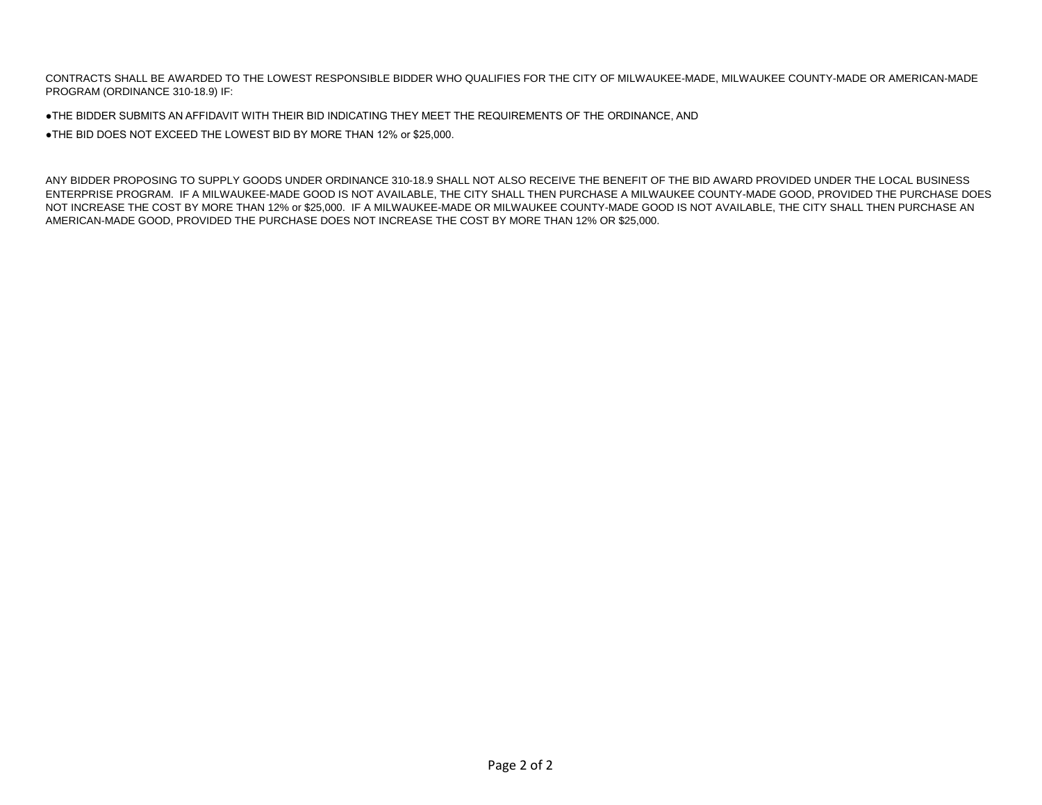CONTRACTS SHALL BE AWARDED TO THE LOWEST RESPONSIBLE BIDDER WHO QUALIFIES FOR THE CITY OF MILWAUKEE-MADE, MILWAUKEE COUNTY-MADE OR AMERICAN-MADE PROGRAM (ORDINANCE 310-18.9) IF:

●THE BIDDER SUBMITS AN AFFIDAVIT WITH THEIR BID INDICATING THEY MEET THE REQUIREMENTS OF THE ORDINANCE, AND

●THE BID DOES NOT EXCEED THE LOWEST BID BY MORE THAN 12% or $25,000.

ANY BIDDER PROPOSING TO SUPPLY GOODS UNDER ORDINANCE 310-18.9 SHALL NOT ALSO RECEIVE THE BENEFIT OF THE BID AWARD PROVIDED UNDER THE LOCAL BUSINESS ENTERPRISE PROGRAM. IF A MILWAUKEE-MADE GOOD IS NOT AVAILABLE, THE CITY SHALL THEN PURCHASE A MILWAUKEE COUNTY-MADE GOOD, PROVIDED THE PURCHASE DOES NOT INCREASE THE COST BY MORE THAN 12% or $25,000. IF A MILWAUKEE-MADE OR MILWAUKEE COUNTY-MADE GOOD IS NOT AVAILABLE, THE CITY SHALL THEN PURCHASE AN AMERICAN-MADE GOOD, PROVIDED THE PURCHASE DOES NOT INCREASE THE COST BY MORE THAN 12% OR $25,000.